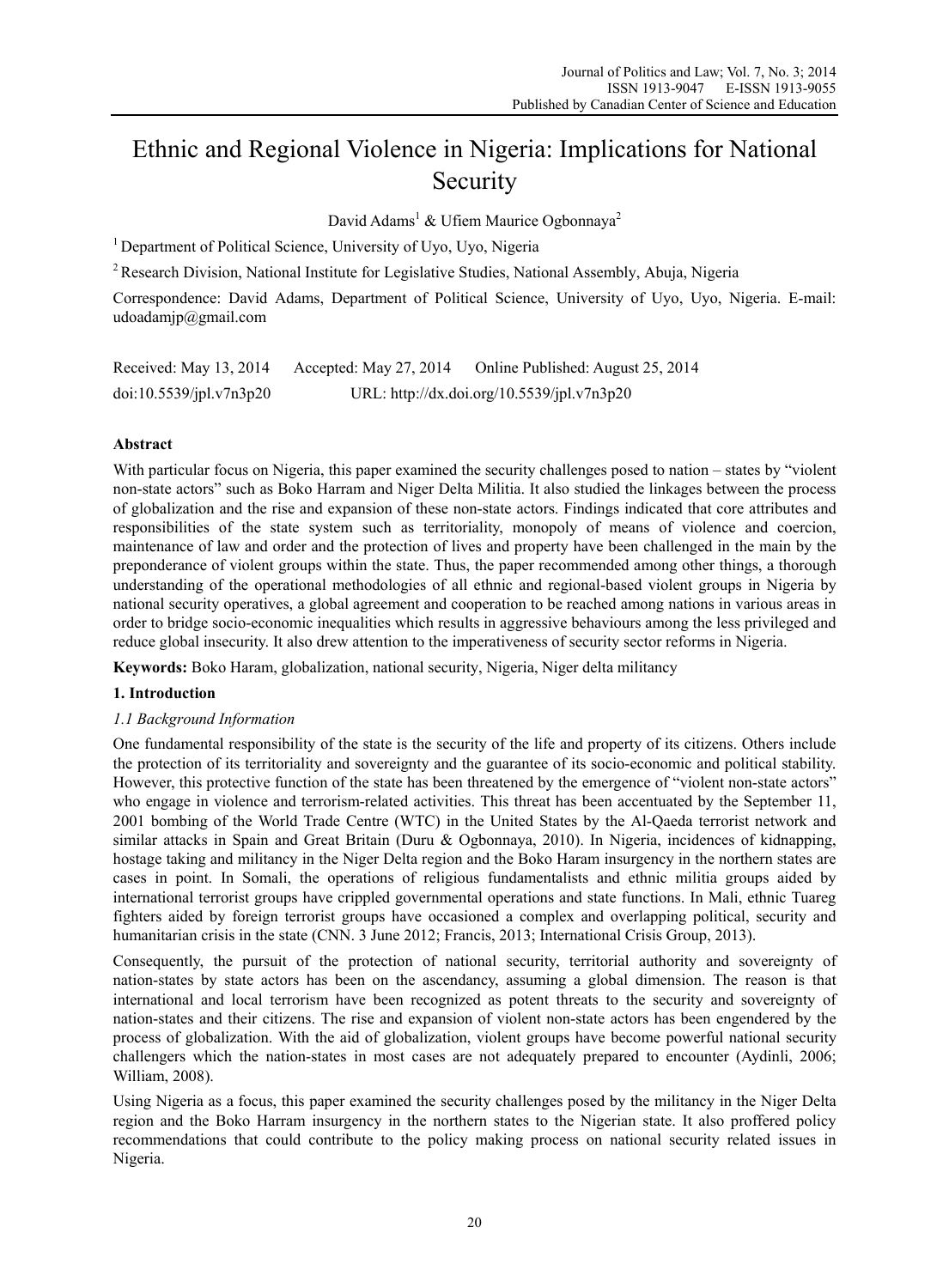# Ethnic and Regional Violence in Nigeria: Implications for National Security

David Adams[1] & Ufiem Maurice Ogbonnaya[2]

[1] Department of Political Science, University of Uyo, Uyo, Nigeria

[2] Research Division, National Institute for Legislative Studies, National Assembly, Abuja, Nigeria

Correspondence: David Adams, Department of Political Science, University of Uyo, Uyo, Nigeria. E-mail: udoadamjp@gmail.com

Received: May 13, 2014 Accepted: May 27, 2014 Online Published: August 25, 2014

doi:10.5539/jpl.v7n3p20 URL: http://dx.doi.org/10.5539/jpl.v7n3p20

## Abstract

With particular focus on Nigeria, this paper examined the security challenges posed to nation – states by "violent non-state actors" such as Boko Harram and Niger Delta Militia. It also studied the linkages between the process of globalization and the rise and expansion of these non-state actors. Findings indicated that core attributes and responsibilities of the state system such as territoriality, monopoly of means of violence and coercion, maintenance of law and order and the protection of lives and property have been challenged in the main by the preponderance of violent groups within the state. Thus, the paper recommended among other things, a thorough understanding of the operational methodologies of all ethnic and regional-based violent groups in Nigeria by national security operatives, a global agreement and cooperation to be reached among nations in various areas in order to bridge socio-economic inequalities which results in aggressive behaviours among the less privileged and reduce global insecurity. It also drew attention to the imperativeness of security sector reforms in Nigeria.

**Keywords:** Boko Haram, globalization, national security, Nigeria, Niger delta militancy

## 1. Introduction

### *1.1 Background Information*

One fundamental responsibility of the state is the security of the life and property of its citizens. Others include the protection of its territoriality and sovereignty and the guarantee of its socio-economic and political stability. However, this protective function of the state has been threatened by the emergence of "violent non-state actors" who engage in violence and terrorism-related activities. This threat has been accentuated by the September 11, 2001 bombing of the World Trade Centre (WTC) in the United States by the Al-Qaeda terrorist network and similar attacks in Spain and Great Britain (Duru & Ogbonnaya, 2010). In Nigeria, incidences of kidnapping, hostage taking and militancy in the Niger Delta region and the Boko Haram insurgency in the northern states are cases in point. In Somali, the operations of religious fundamentalists and ethnic militia groups aided by international terrorist groups have crippled governmental operations and state functions. In Mali, ethnic Tuareg fighters aided by foreign terrorist groups have occasioned a complex and overlapping political, security and humanitarian crisis in the state (CNN. 3 June 2012; Francis, 2013; International Crisis Group, 2013).

Consequently, the pursuit of the protection of national security, territorial authority and sovereignty of nation-states by state actors has been on the ascendancy, assuming a global dimension. The reason is that international and local terrorism have been recognized as potent threats to the security and sovereignty of nation-states and their citizens. The rise and expansion of violent non-state actors has been engendered by the process of globalization. With the aid of globalization, violent groups have become powerful national security challengers which the nation-states in most cases are not adequately prepared to encounter (Aydinli, 2006; William, 2008).

Using Nigeria as a focus, this paper examined the security challenges posed by the militancy in the Niger Delta region and the Boko Harram insurgency in the northern states to the Nigerian state. It also proffered policy recommendations that could contribute to the policy making process on national security related issues in Nigeria.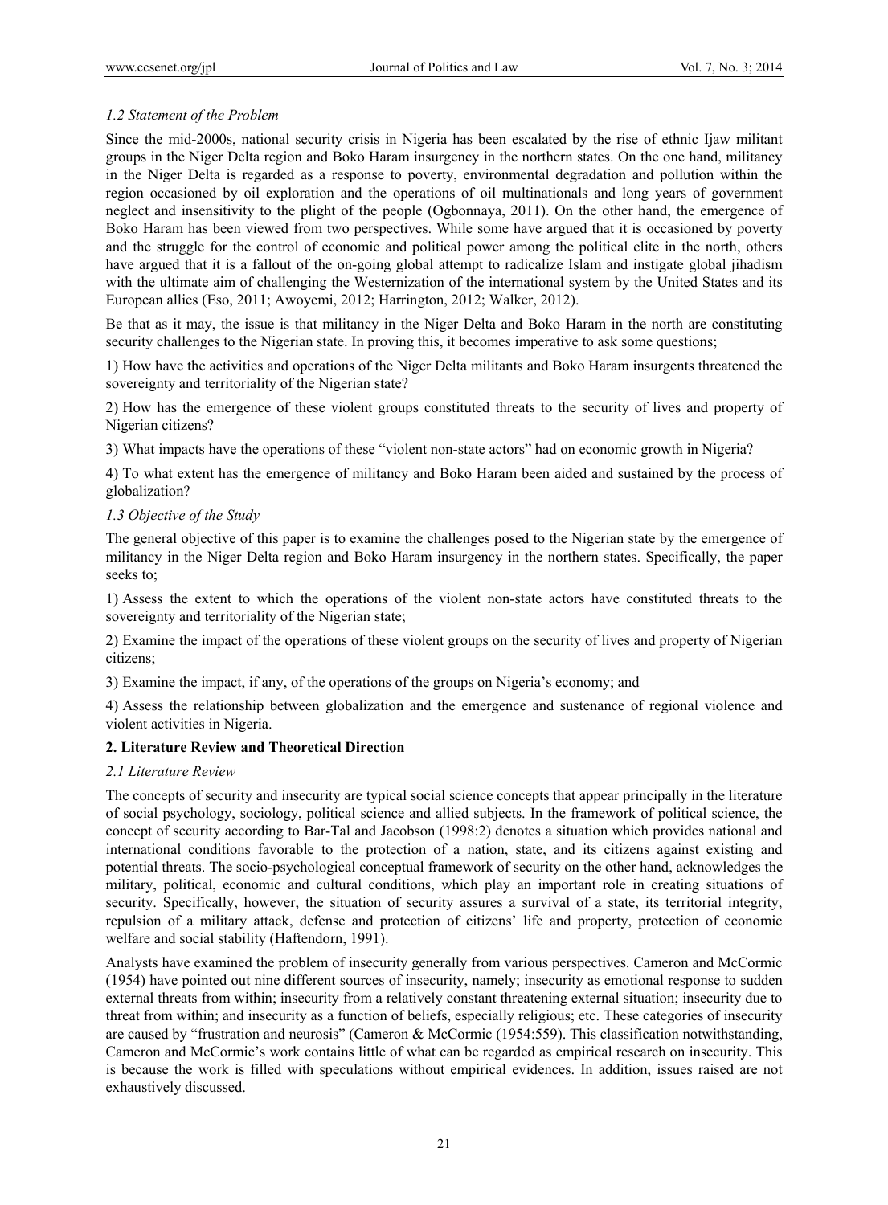### *1.2 Statement of the Problem*

Since the mid-2000s, national security crisis in Nigeria has been escalated by the rise of ethnic Ijaw militant groups in the Niger Delta region and Boko Haram insurgency in the northern states. On the one hand, militancy in the Niger Delta is regarded as a response to poverty, environmental degradation and pollution within the region occasioned by oil exploration and the operations of oil multinationals and long years of government neglect and insensitivity to the plight of the people (Ogbonnaya, 2011). On the other hand, the emergence of Boko Haram has been viewed from two perspectives. While some have argued that it is occasioned by poverty and the struggle for the control of economic and political power among the political elite in the north, others have argued that it is a fallout of the on-going global attempt to radicalize Islam and instigate global jihadism with the ultimate aim of challenging the Westernization of the international system by the United States and its European allies (Eso, 2011; Awoyemi, 2012; Harrington, 2012; Walker, 2012).

Be that as it may, the issue is that militancy in the Niger Delta and Boko Haram in the north are constituting security challenges to the Nigerian state. In proving this, it becomes imperative to ask some questions;

1) How have the activities and operations of the Niger Delta militants and Boko Haram insurgents threatened the sovereignty and territoriality of the Nigerian state?

2) How has the emergence of these violent groups constituted threats to the security of lives and property of Nigerian citizens?

3) What impacts have the operations of these "violent non-state actors" had on economic growth in Nigeria?

4) To what extent has the emergence of militancy and Boko Haram been aided and sustained by the process of globalization?

### *1.3 Objective of the Study*

The general objective of this paper is to examine the challenges posed to the Nigerian state by the emergence of militancy in the Niger Delta region and Boko Haram insurgency in the northern states. Specifically, the paper seeks to;

1) Assess the extent to which the operations of the violent non-state actors have constituted threats to the sovereignty and territoriality of the Nigerian state;

2) Examine the impact of the operations of these violent groups on the security of lives and property of Nigerian citizens;

3) Examine the impact, if any, of the operations of the groups on Nigeria's economy; and

4) Assess the relationship between globalization and the emergence and sustenance of regional violence and violent activities in Nigeria.

## 2. Literature Review and Theoretical Direction

### *2.1 Literature Review*

The concepts of security and insecurity are typical social science concepts that appear principally in the literature of social psychology, sociology, political science and allied subjects. In the framework of political science, the concept of security according to Bar-Tal and Jacobson (1998:2) denotes a situation which provides national and international conditions favorable to the protection of a nation, state, and its citizens against existing and potential threats. The socio-psychological conceptual framework of security on the other hand, acknowledges the military, political, economic and cultural conditions, which play an important role in creating situations of security. Specifically, however, the situation of security assures a survival of a state, its territorial integrity, repulsion of a military attack, defense and protection of citizens' life and property, protection of economic welfare and social stability (Haftendorn, 1991).

Analysts have examined the problem of insecurity generally from various perspectives. Cameron and McCormic (1954) have pointed out nine different sources of insecurity, namely; insecurity as emotional response to sudden external threats from within; insecurity from a relatively constant threatening external situation; insecurity due to threat from within; and insecurity as a function of beliefs, especially religious; etc. These categories of insecurity are caused by "frustration and neurosis" (Cameron & McCormic (1954:559). This classification notwithstanding, Cameron and McCormic's work contains little of what can be regarded as empirical research on insecurity. This is because the work is filled with speculations without empirical evidences. In addition, issues raised are not exhaustively discussed.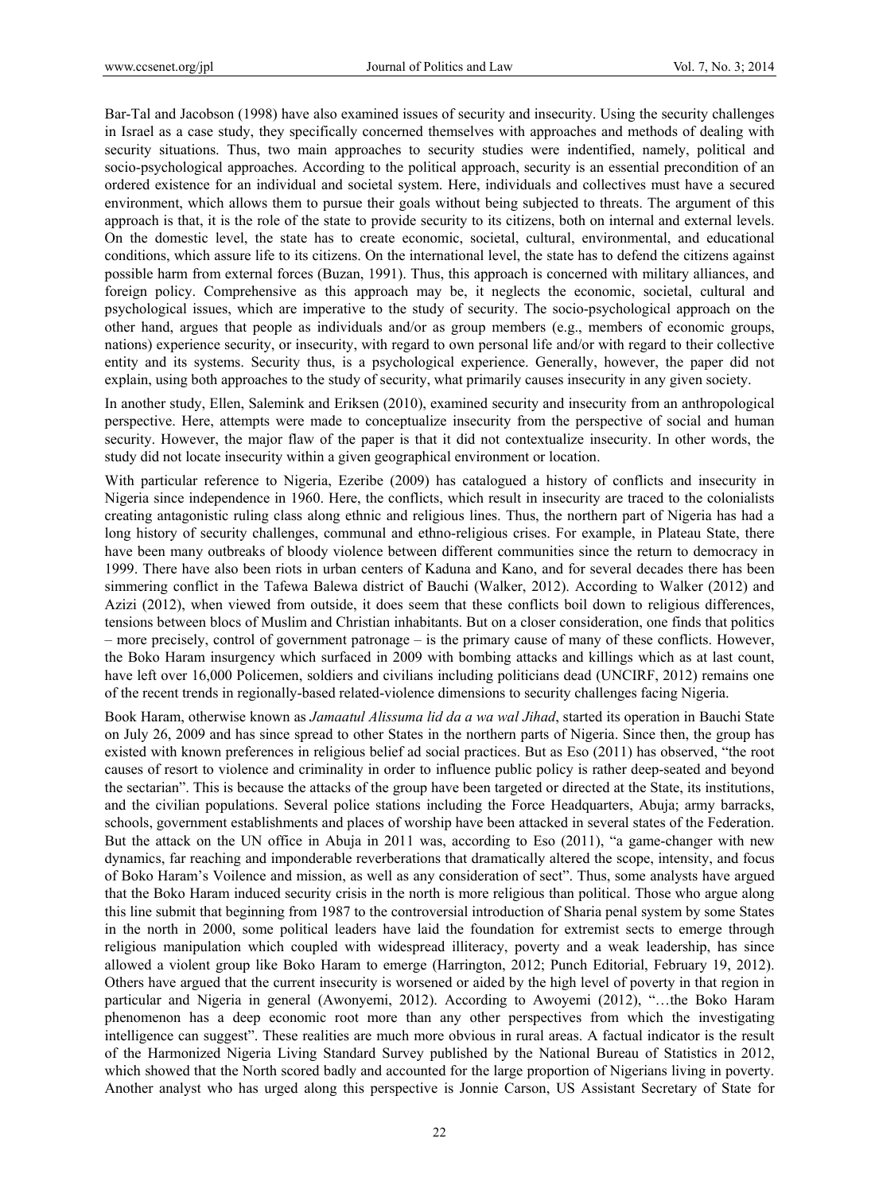Bar-Tal and Jacobson (1998) have also examined issues of security and insecurity. Using the security challenges in Israel as a case study, they specifically concerned themselves with approaches and methods of dealing with security situations. Thus, two main approaches to security studies were indentified, namely, political and socio-psychological approaches. According to the political approach, security is an essential precondition of an ordered existence for an individual and societal system. Here, individuals and collectives must have a secured environment, which allows them to pursue their goals without being subjected to threats. The argument of this approach is that, it is the role of the state to provide security to its citizens, both on internal and external levels. On the domestic level, the state has to create economic, societal, cultural, environmental, and educational conditions, which assure life to its citizens. On the international level, the state has to defend the citizens against possible harm from external forces (Buzan, 1991). Thus, this approach is concerned with military alliances, and foreign policy. Comprehensive as this approach may be, it neglects the economic, societal, cultural and psychological issues, which are imperative to the study of security. The socio-psychological approach on the other hand, argues that people as individuals and/or as group members (e.g., members of economic groups, nations) experience security, or insecurity, with regard to own personal life and/or with regard to their collective entity and its systems. Security thus, is a psychological experience. Generally, however, the paper did not explain, using both approaches to the study of security, what primarily causes insecurity in any given society.

In another study, Ellen, Salemink and Eriksen (2010), examined security and insecurity from an anthropological perspective. Here, attempts were made to conceptualize insecurity from the perspective of social and human security. However, the major flaw of the paper is that it did not contextualize insecurity. In other words, the study did not locate insecurity within a given geographical environment or location.

With particular reference to Nigeria, Ezeribe (2009) has catalogued a history of conflicts and insecurity in Nigeria since independence in 1960. Here, the conflicts, which result in insecurity are traced to the colonialists creating antagonistic ruling class along ethnic and religious lines. Thus, the northern part of Nigeria has had a long history of security challenges, communal and ethno-religious crises. For example, in Plateau State, there have been many outbreaks of bloody violence between different communities since the return to democracy in 1999. There have also been riots in urban centers of Kaduna and Kano, and for several decades there has been simmering conflict in the Tafewa Balewa district of Bauchi (Walker, 2012). According to Walker (2012) and Azizi (2012), when viewed from outside, it does seem that these conflicts boil down to religious differences, tensions between blocs of Muslim and Christian inhabitants. But on a closer consideration, one finds that politics – more precisely, control of government patronage – is the primary cause of many of these conflicts. However, the Boko Haram insurgency which surfaced in 2009 with bombing attacks and killings which as at last count, have left over 16,000 Policemen, soldiers and civilians including politicians dead (UNCIRF, 2012) remains one of the recent trends in regionally-based related-violence dimensions to security challenges facing Nigeria.

Book Haram, otherwise known as *Jamaatul Alissuma lid da a wa wal Jihad*, started its operation in Bauchi State on July 26, 2009 and has since spread to other States in the northern parts of Nigeria. Since then, the group has existed with known preferences in religious belief ad social practices. But as Eso (2011) has observed, "the root causes of resort to violence and criminality in order to influence public policy is rather deep-seated and beyond the sectarian". This is because the attacks of the group have been targeted or directed at the State, its institutions, and the civilian populations. Several police stations including the Force Headquarters, Abuja; army barracks, schools, government establishments and places of worship have been attacked in several states of the Federation. But the attack on the UN office in Abuja in 2011 was, according to Eso (2011), "a game-changer with new dynamics, far reaching and imponderable reverberations that dramatically altered the scope, intensity, and focus of Boko Haram's Voilence and mission, as well as any consideration of sect". Thus, some analysts have argued that the Boko Haram induced security crisis in the north is more religious than political. Those who argue along this line submit that beginning from 1987 to the controversial introduction of Sharia penal system by some States in the north in 2000, some political leaders have laid the foundation for extremist sects to emerge through religious manipulation which coupled with widespread illiteracy, poverty and a weak leadership, has since allowed a violent group like Boko Haram to emerge (Harrington, 2012; Punch Editorial, February 19, 2012). Others have argued that the current insecurity is worsened or aided by the high level of poverty in that region in particular and Nigeria in general (Awonyemi, 2012). According to Awoyemi (2012), "…the Boko Haram phenomenon has a deep economic root more than any other perspectives from which the investigating intelligence can suggest". These realities are much more obvious in rural areas. A factual indicator is the result of the Harmonized Nigeria Living Standard Survey published by the National Bureau of Statistics in 2012, which showed that the North scored badly and accounted for the large proportion of Nigerians living in poverty. Another analyst who has urged along this perspective is Jonnie Carson, US Assistant Secretary of State for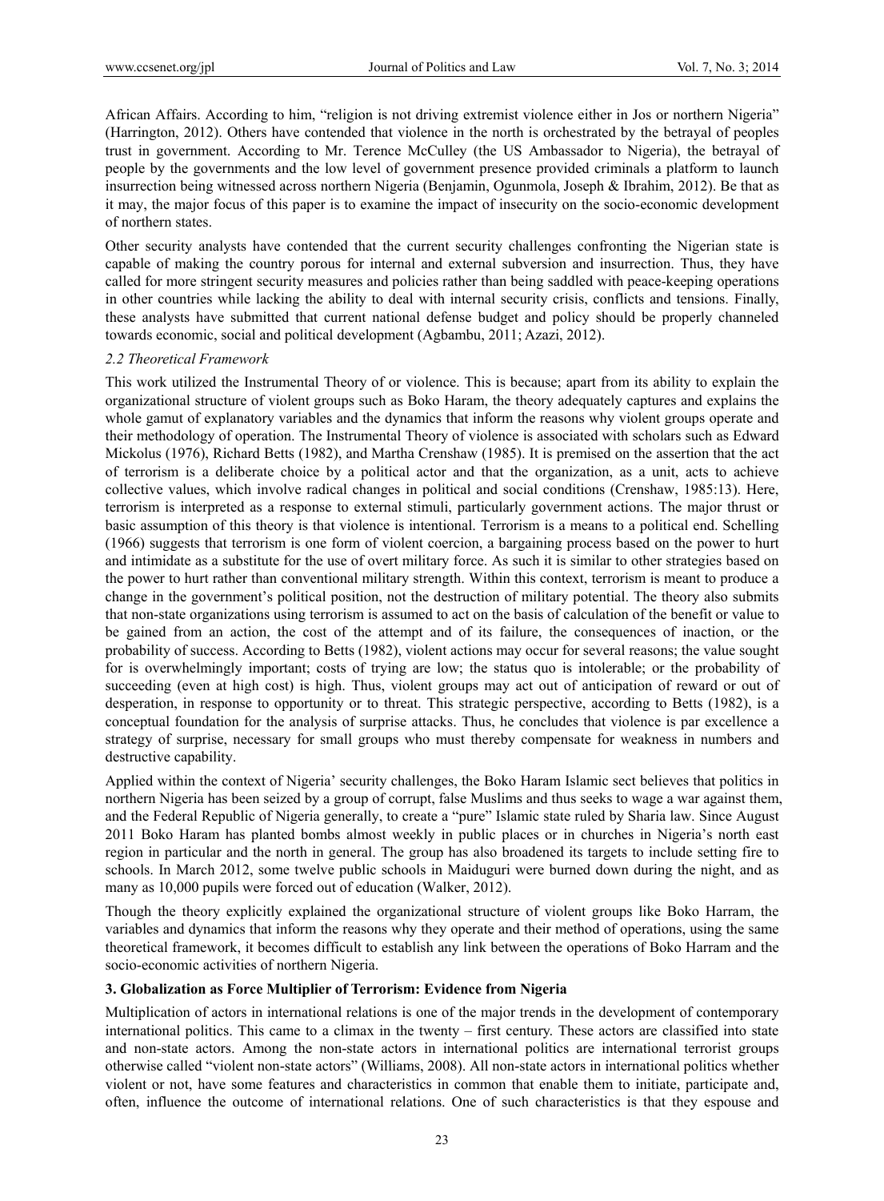African Affairs. According to him, "religion is not driving extremist violence either in Jos or northern Nigeria" (Harrington, 2012). Others have contended that violence in the north is orchestrated by the betrayal of peoples trust in government. According to Mr. Terence McCulley (the US Ambassador to Nigeria), the betrayal of people by the governments and the low level of government presence provided criminals a platform to launch insurrection being witnessed across northern Nigeria (Benjamin, Ogunmola, Joseph & Ibrahim, 2012). Be that as it may, the major focus of this paper is to examine the impact of insecurity on the socio-economic development of northern states.

Other security analysts have contended that the current security challenges confronting the Nigerian state is capable of making the country porous for internal and external subversion and insurrection. Thus, they have called for more stringent security measures and policies rather than being saddled with peace-keeping operations in other countries while lacking the ability to deal with internal security crisis, conflicts and tensions. Finally, these analysts have submitted that current national defense budget and policy should be properly channeled towards economic, social and political development (Agbambu, 2011; Azazi, 2012).

### *2.2 Theoretical Framework*

This work utilized the Instrumental Theory of or violence. This is because; apart from its ability to explain the organizational structure of violent groups such as Boko Haram, the theory adequately captures and explains the whole gamut of explanatory variables and the dynamics that inform the reasons why violent groups operate and their methodology of operation. The Instrumental Theory of violence is associated with scholars such as Edward Mickolus (1976), Richard Betts (1982), and Martha Crenshaw (1985). It is premised on the assertion that the act of terrorism is a deliberate choice by a political actor and that the organization, as a unit, acts to achieve collective values, which involve radical changes in political and social conditions (Crenshaw, 1985:13). Here, terrorism is interpreted as a response to external stimuli, particularly government actions. The major thrust or basic assumption of this theory is that violence is intentional. Terrorism is a means to a political end. Schelling (1966) suggests that terrorism is one form of violent coercion, a bargaining process based on the power to hurt and intimidate as a substitute for the use of overt military force. As such it is similar to other strategies based on the power to hurt rather than conventional military strength. Within this context, terrorism is meant to produce a change in the government's political position, not the destruction of military potential. The theory also submits that non-state organizations using terrorism is assumed to act on the basis of calculation of the benefit or value to be gained from an action, the cost of the attempt and of its failure, the consequences of inaction, or the probability of success. According to Betts (1982), violent actions may occur for several reasons; the value sought for is overwhelmingly important; costs of trying are low; the status quo is intolerable; or the probability of succeeding (even at high cost) is high. Thus, violent groups may act out of anticipation of reward or out of desperation, in response to opportunity or to threat. This strategic perspective, according to Betts (1982), is a conceptual foundation for the analysis of surprise attacks. Thus, he concludes that violence is par excellence a strategy of surprise, necessary for small groups who must thereby compensate for weakness in numbers and destructive capability.

Applied within the context of Nigeria' security challenges, the Boko Haram Islamic sect believes that politics in northern Nigeria has been seized by a group of corrupt, false Muslims and thus seeks to wage a war against them, and the Federal Republic of Nigeria generally, to create a "pure" Islamic state ruled by Sharia law. Since August 2011 Boko Haram has planted bombs almost weekly in public places or in churches in Nigeria's north east region in particular and the north in general. The group has also broadened its targets to include setting fire to schools. In March 2012, some twelve public schools in Maiduguri were burned down during the night, and as many as 10,000 pupils were forced out of education (Walker, 2012).

Though the theory explicitly explained the organizational structure of violent groups like Boko Harram, the variables and dynamics that inform the reasons why they operate and their method of operations, using the same theoretical framework, it becomes difficult to establish any link between the operations of Boko Harram and the socio-economic activities of northern Nigeria.

## 3. Globalization as Force Multiplier of Terrorism: Evidence from Nigeria

Multiplication of actors in international relations is one of the major trends in the development of contemporary international politics. This came to a climax in the twenty – first century. These actors are classified into state and non-state actors. Among the non-state actors in international politics are international terrorist groups otherwise called "violent non-state actors" (Williams, 2008). All non-state actors in international politics whether violent or not, have some features and characteristics in common that enable them to initiate, participate and, often, influence the outcome of international relations. One of such characteristics is that they espouse and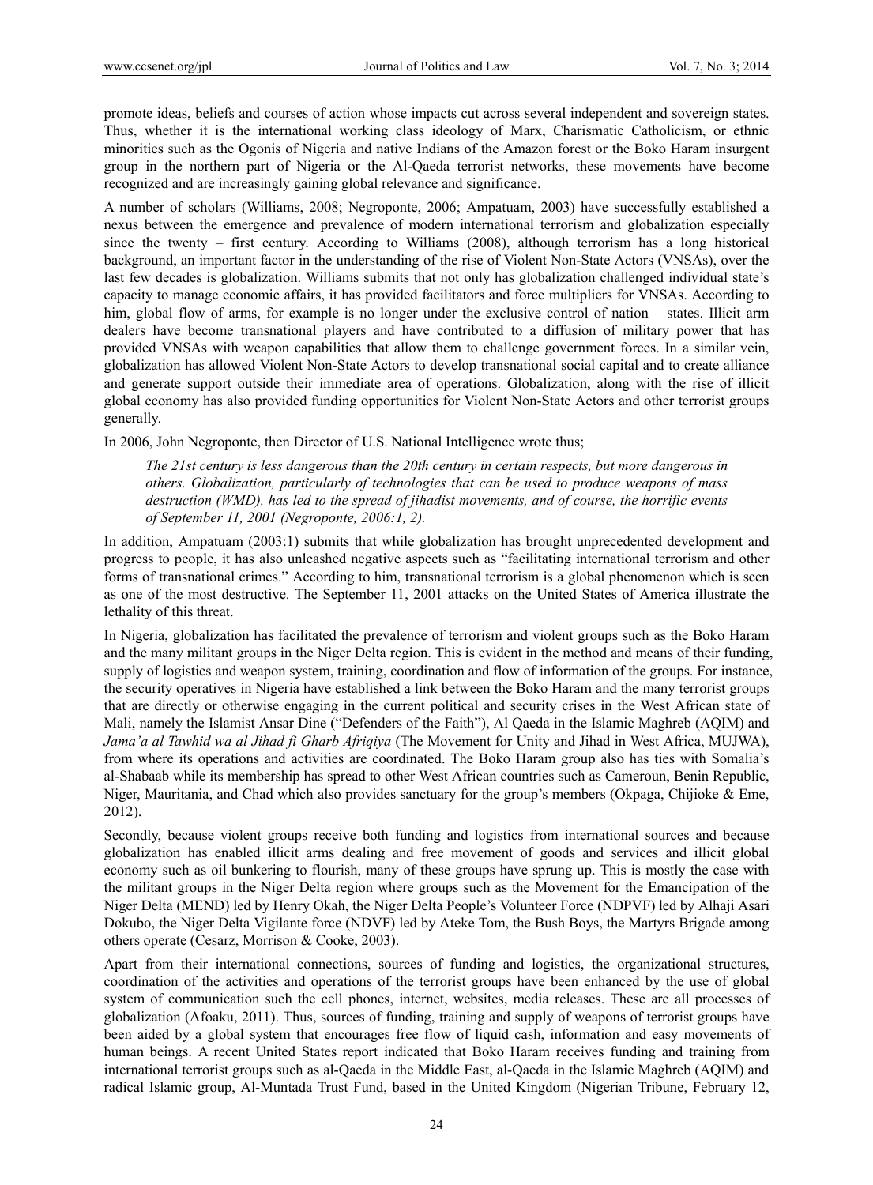promote ideas, beliefs and courses of action whose impacts cut across several independent and sovereign states. Thus, whether it is the international working class ideology of Marx, Charismatic Catholicism, or ethnic minorities such as the Ogonis of Nigeria and native Indians of the Amazon forest or the Boko Haram insurgent group in the northern part of Nigeria or the Al-Qaeda terrorist networks, these movements have become recognized and are increasingly gaining global relevance and significance.

A number of scholars (Williams, 2008; Negroponte, 2006; Ampatuam, 2003) have successfully established a nexus between the emergence and prevalence of modern international terrorism and globalization especially since the twenty – first century. According to Williams (2008), although terrorism has a long historical background, an important factor in the understanding of the rise of Violent Non-State Actors (VNSAs), over the last few decades is globalization. Williams submits that not only has globalization challenged individual state's capacity to manage economic affairs, it has provided facilitators and force multipliers for VNSAs. According to him, global flow of arms, for example is no longer under the exclusive control of nation – states. Illicit arm dealers have become transnational players and have contributed to a diffusion of military power that has provided VNSAs with weapon capabilities that allow them to challenge government forces. In a similar vein, globalization has allowed Violent Non-State Actors to develop transnational social capital and to create alliance and generate support outside their immediate area of operations. Globalization, along with the rise of illicit global economy has also provided funding opportunities for Violent Non-State Actors and other terrorist groups generally.

In 2006, John Negroponte, then Director of U.S. National Intelligence wrote thus;

> *The 21st century is less dangerous than the 20th century in certain respects, but more dangerous in others. Globalization, particularly of technologies that can be used to produce weapons of mass destruction (WMD), has led to the spread of jihadist movements, and of course, the horrific events of September 11, 2001 (Negroponte, 2006:1, 2).*

In addition, Ampatuam (2003:1) submits that while globalization has brought unprecedented development and progress to people, it has also unleashed negative aspects such as "facilitating international terrorism and other forms of transnational crimes." According to him, transnational terrorism is a global phenomenon which is seen as one of the most destructive. The September 11, 2001 attacks on the United States of America illustrate the lethality of this threat.

In Nigeria, globalization has facilitated the prevalence of terrorism and violent groups such as the Boko Haram and the many militant groups in the Niger Delta region. This is evident in the method and means of their funding, supply of logistics and weapon system, training, coordination and flow of information of the groups. For instance, the security operatives in Nigeria have established a link between the Boko Haram and the many terrorist groups that are directly or otherwise engaging in the current political and security crises in the West African state of Mali, namely the Islamist Ansar Dine ("Defenders of the Faith"), Al Qaeda in the Islamic Maghreb (AQIM) and *Jama'a al Tawhid wa al Jihad fi Gharb Afriqiya* (The Movement for Unity and Jihad in West Africa, MUJWA), from where its operations and activities are coordinated. The Boko Haram group also has ties with Somalia's al-Shabaab while its membership has spread to other West African countries such as Cameroun, Benin Republic, Niger, Mauritania, and Chad which also provides sanctuary for the group's members (Okpaga, Chijioke & Eme, 2012).

Secondly, because violent groups receive both funding and logistics from international sources and because globalization has enabled illicit arms dealing and free movement of goods and services and illicit global economy such as oil bunkering to flourish, many of these groups have sprung up. This is mostly the case with the militant groups in the Niger Delta region where groups such as the Movement for the Emancipation of the Niger Delta (MEND) led by Henry Okah, the Niger Delta People's Volunteer Force (NDPVF) led by Alhaji Asari Dokubo, the Niger Delta Vigilante force (NDVF) led by Ateke Tom, the Bush Boys, the Martyrs Brigade among others operate (Cesarz, Morrison & Cooke, 2003).

Apart from their international connections, sources of funding and logistics, the organizational structures, coordination of the activities and operations of the terrorist groups have been enhanced by the use of global system of communication such the cell phones, internet, websites, media releases. These are all processes of globalization (Afoaku, 2011). Thus, sources of funding, training and supply of weapons of terrorist groups have been aided by a global system that encourages free flow of liquid cash, information and easy movements of human beings. A recent United States report indicated that Boko Haram receives funding and training from international terrorist groups such as al-Qaeda in the Middle East, al-Qaeda in the Islamic Maghreb (AQIM) and radical Islamic group, Al-Muntada Trust Fund, based in the United Kingdom (Nigerian Tribune, February 12,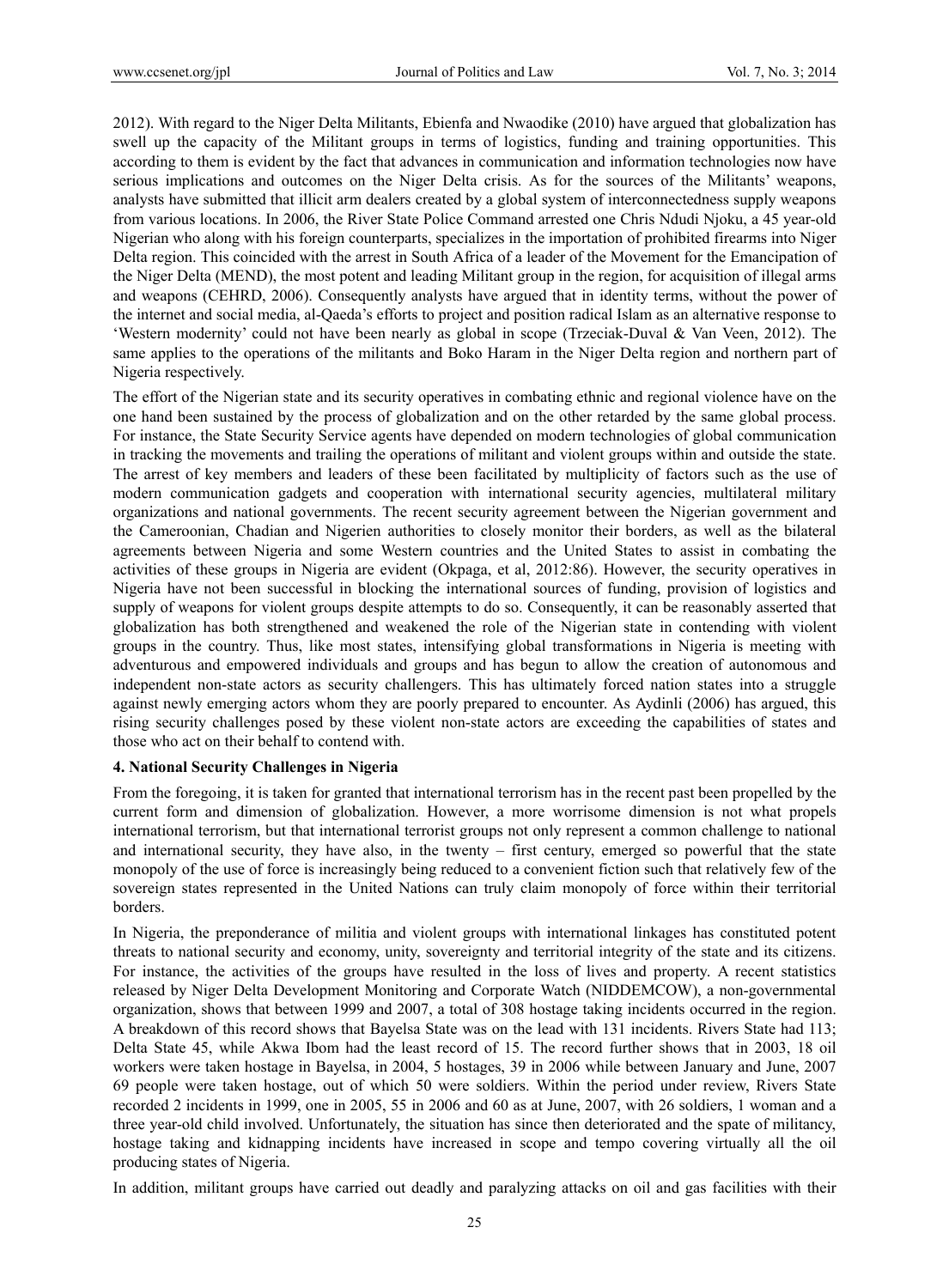2012). With regard to the Niger Delta Militants, Ebienfa and Nwaodike (2010) have argued that globalization has swell up the capacity of the Militant groups in terms of logistics, funding and training opportunities. This according to them is evident by the fact that advances in communication and information technologies now have serious implications and outcomes on the Niger Delta crisis. As for the sources of the Militants' weapons, analysts have submitted that illicit arm dealers created by a global system of interconnectedness supply weapons from various locations. In 2006, the River State Police Command arrested one Chris Ndudi Njoku, a 45 year-old Nigerian who along with his foreign counterparts, specializes in the importation of prohibited firearms into Niger Delta region. This coincided with the arrest in South Africa of a leader of the Movement for the Emancipation of the Niger Delta (MEND), the most potent and leading Militant group in the region, for acquisition of illegal arms and weapons (CEHRD, 2006). Consequently analysts have argued that in identity terms, without the power of the internet and social media, al-Qaeda's efforts to project and position radical Islam as an alternative response to 'Western modernity' could not have been nearly as global in scope (Trzeciak-Duval & Van Veen, 2012). The same applies to the operations of the militants and Boko Haram in the Niger Delta region and northern part of Nigeria respectively.

The effort of the Nigerian state and its security operatives in combating ethnic and regional violence have on the one hand been sustained by the process of globalization and on the other retarded by the same global process. For instance, the State Security Service agents have depended on modern technologies of global communication in tracking the movements and trailing the operations of militant and violent groups within and outside the state. The arrest of key members and leaders of these been facilitated by multiplicity of factors such as the use of modern communication gadgets and cooperation with international security agencies, multilateral military organizations and national governments. The recent security agreement between the Nigerian government and the Cameroonian, Chadian and Nigerien authorities to closely monitor their borders, as well as the bilateral agreements between Nigeria and some Western countries and the United States to assist in combating the activities of these groups in Nigeria are evident (Okpaga, et al, 2012:86). However, the security operatives in Nigeria have not been successful in blocking the international sources of funding, provision of logistics and supply of weapons for violent groups despite attempts to do so. Consequently, it can be reasonably asserted that globalization has both strengthened and weakened the role of the Nigerian state in contending with violent groups in the country. Thus, like most states, intensifying global transformations in Nigeria is meeting with adventurous and empowered individuals and groups and has begun to allow the creation of autonomous and independent non-state actors as security challengers. This has ultimately forced nation states into a struggle against newly emerging actors whom they are poorly prepared to encounter. As Aydinli (2006) has argued, this rising security challenges posed by these violent non-state actors are exceeding the capabilities of states and those who act on their behalf to contend with.

## 4. National Security Challenges in Nigeria

From the foregoing, it is taken for granted that international terrorism has in the recent past been propelled by the current form and dimension of globalization. However, a more worrisome dimension is not what propels international terrorism, but that international terrorist groups not only represent a common challenge to national and international security, they have also, in the twenty – first century, emerged so powerful that the state monopoly of the use of force is increasingly being reduced to a convenient fiction such that relatively few of the sovereign states represented in the United Nations can truly claim monopoly of force within their territorial borders.

In Nigeria, the preponderance of militia and violent groups with international linkages has constituted potent threats to national security and economy, unity, sovereignty and territorial integrity of the state and its citizens. For instance, the activities of the groups have resulted in the loss of lives and property. A recent statistics released by Niger Delta Development Monitoring and Corporate Watch (NIDDEMCOW), a non-governmental organization, shows that between 1999 and 2007, a total of 308 hostage taking incidents occurred in the region. A breakdown of this record shows that Bayelsa State was on the lead with 131 incidents. Rivers State had 113; Delta State 45, while Akwa Ibom had the least record of 15. The record further shows that in 2003, 18 oil workers were taken hostage in Bayelsa, in 2004, 5 hostages, 39 in 2006 while between January and June, 2007 69 people were taken hostage, out of which 50 were soldiers. Within the period under review, Rivers State recorded 2 incidents in 1999, one in 2005, 55 in 2006 and 60 as at June, 2007, with 26 soldiers, 1 woman and a three year-old child involved. Unfortunately, the situation has since then deteriorated and the spate of militancy, hostage taking and kidnapping incidents have increased in scope and tempo covering virtually all the oil producing states of Nigeria.

In addition, militant groups have carried out deadly and paralyzing attacks on oil and gas facilities with their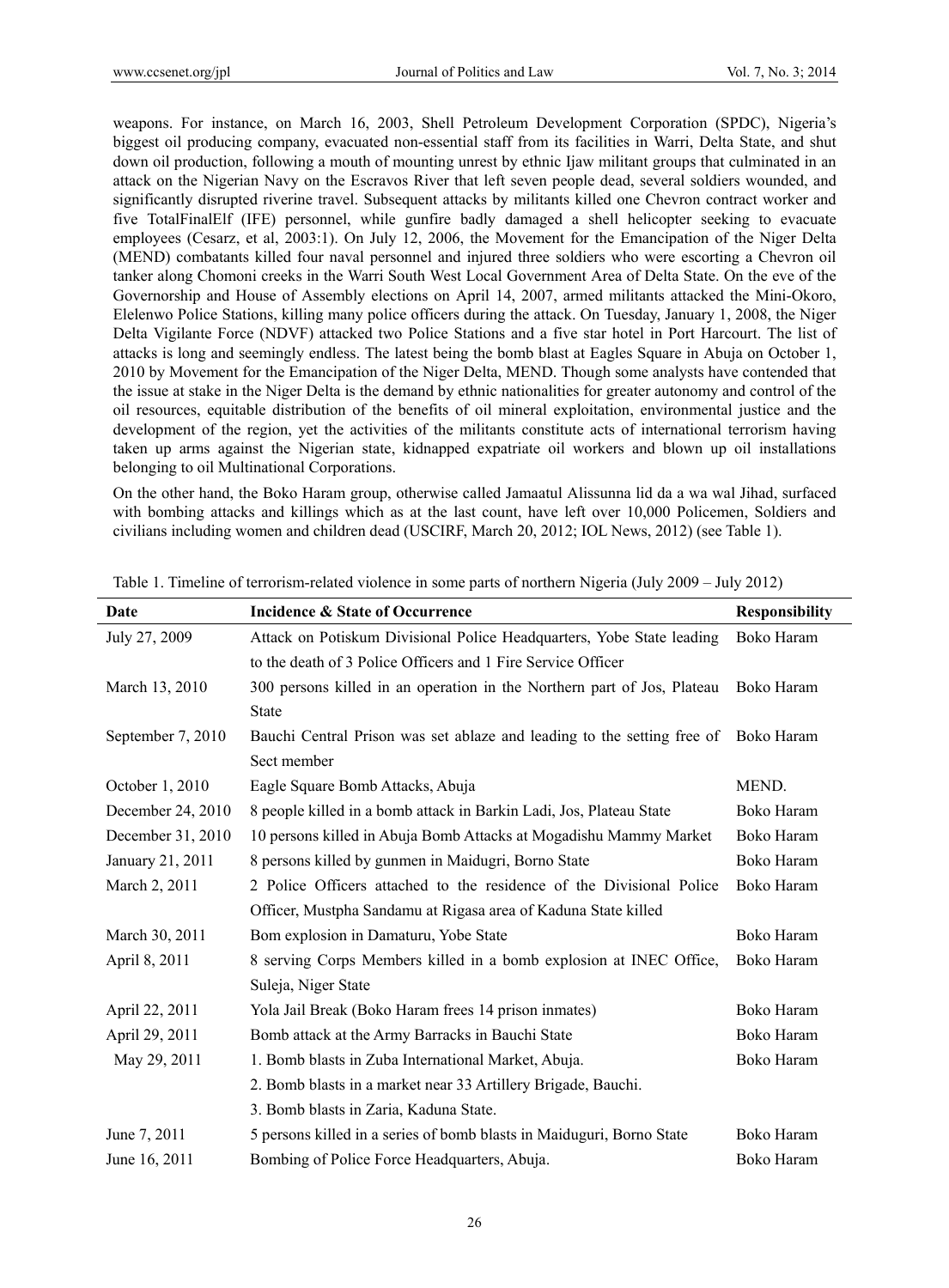weapons. For instance, on March 16, 2003, Shell Petroleum Development Corporation (SPDC), Nigeria's biggest oil producing company, evacuated non-essential staff from its facilities in Warri, Delta State, and shut down oil production, following a mouth of mounting unrest by ethnic Ijaw militant groups that culminated in an attack on the Nigerian Navy on the Escravos River that left seven people dead, several soldiers wounded, and significantly disrupted riverine travel. Subsequent attacks by militants killed one Chevron contract worker and five TotalFinalElf (IFE) personnel, while gunfire badly damaged a shell helicopter seeking to evacuate employees (Cesarz, et al, 2003:1). On July 12, 2006, the Movement for the Emancipation of the Niger Delta (MEND) combatants killed four naval personnel and injured three soldiers who were escorting a Chevron oil tanker along Chomoni creeks in the Warri South West Local Government Area of Delta State. On the eve of the Governorship and House of Assembly elections on April 14, 2007, armed militants attacked the Mini-Okoro, Elelenwo Police Stations, killing many police officers during the attack. On Tuesday, January 1, 2008, the Niger Delta Vigilante Force (NDVF) attacked two Police Stations and a five star hotel in Port Harcourt. The list of attacks is long and seemingly endless. The latest being the bomb blast at Eagles Square in Abuja on October 1, 2010 by Movement for the Emancipation of the Niger Delta, MEND. Though some analysts have contended that the issue at stake in the Niger Delta is the demand by ethnic nationalities for greater autonomy and control of the oil resources, equitable distribution of the benefits of oil mineral exploitation, environmental justice and the development of the region, yet the activities of the militants constitute acts of international terrorism having taken up arms against the Nigerian state, kidnapped expatriate oil workers and blown up oil installations belonging to oil Multinational Corporations.

On the other hand, the Boko Haram group, otherwise called Jamaatul Alissunna lid da a wa wal Jihad, surfaced with bombing attacks and killings which as at the last count, have left over 10,000 Policemen, Soldiers and civilians including women and children dead (USCIRF, March 20, 2012; IOL News, 2012) (see Table 1).

Table 1. Timeline of terrorism-related violence in some parts of northern Nigeria (July 2009 – July 2012)

| Date | Incidence & State of Occurrence | Responsibility |
|---|---|---|
| July 27, 2009 | Attack on Potiskum Divisional Police Headquarters, Yobe State leading to the death of 3 Police Officers and 1 Fire Service Officer | Boko Haram |
| March 13, 2010 | 300 persons killed in an operation in the Northern part of Jos, Plateau State | Boko Haram |
| September 7, 2010 | Bauchi Central Prison was set ablaze and leading to the setting free of Sect member | Boko Haram |
| October 1, 2010 | Eagle Square Bomb Attacks, Abuja | MEND. |
| December 24, 2010 | 8 people killed in a bomb attack in Barkin Ladi, Jos, Plateau State | Boko Haram |
| December 31, 2010 | 10 persons killed in Abuja Bomb Attacks at Mogadishu Mammy Market | Boko Haram |
| January 21, 2011 | 8 persons killed by gunmen in Maidugri, Borno State | Boko Haram |
| March 2, 2011 | 2 Police Officers attached to the residence of the Divisional Police Officer, Mustpha Sandamu at Rigasa area of Kaduna State killed | Boko Haram |
| March 30, 2011 | Bom explosion in Damaturu, Yobe State | Boko Haram |
| April 8, 2011 | 8 serving Corps Members killed in a bomb explosion at INEC Office, Suleja, Niger State | Boko Haram |
| April 22, 2011 | Yola Jail Break (Boko Haram frees 14 prison inmates) | Boko Haram |
| April 29, 2011 | Bomb attack at the Army Barracks in Bauchi State | Boko Haram |
| May 29, 2011 | 1. Bomb blasts in Zuba International Market, Abuja.<br>2. Bomb blasts in a market near 33 Artillery Brigade, Bauchi.<br>3. Bomb blasts in Zaria, Kaduna State. | Boko Haram |
| June 7, 2011 | 5 persons killed in a series of bomb blasts in Maiduguri, Borno State | Boko Haram |
| June 16, 2011 | Bombing of Police Force Headquarters, Abuja. | Boko Haram |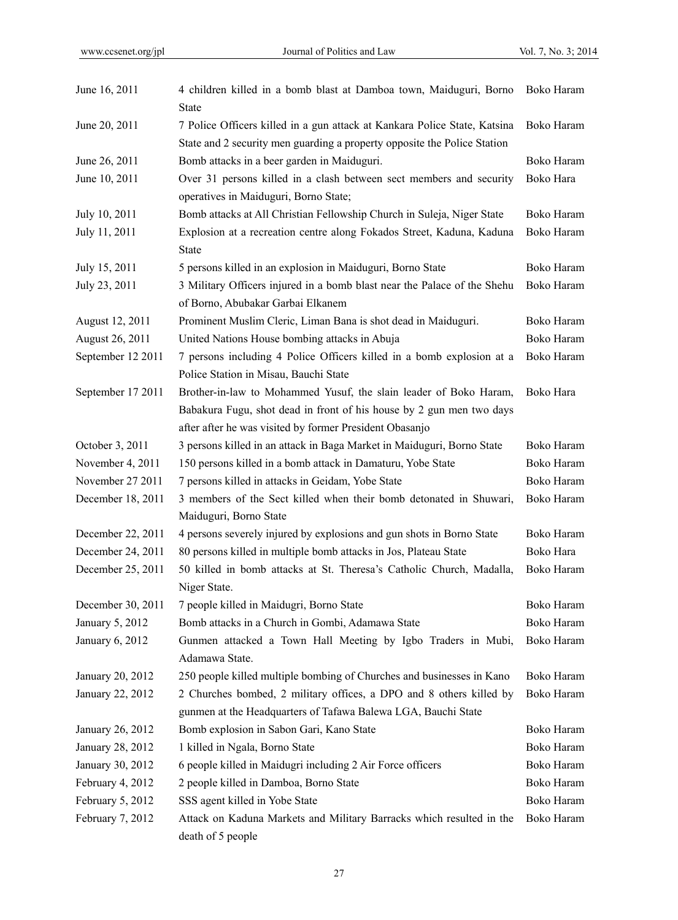| | | |
|---|---|---|
| June 16, 2011 | 4 children killed in a bomb blast at Damboa town, Maiduguri, Borno State | Boko Haram |
| June 20, 2011 | 7 Police Officers killed in a gun attack at Kankara Police State, Katsina State and 2 security men guarding a property opposite the Police Station | Boko Haram |
| June 26, 2011 | Bomb attacks in a beer garden in Maiduguri. | Boko Haram |
| June 10, 2011 | Over 31 persons killed in a clash between sect members and security operatives in Maiduguri, Borno State; | Boko Hara |
| July 10, 2011 | Bomb attacks at All Christian Fellowship Church in Suleja, Niger State | Boko Haram |
| July 11, 2011 | Explosion at a recreation centre along Fokados Street, Kaduna, Kaduna State | Boko Haram |
| July 15, 2011 | 5 persons killed in an explosion in Maiduguri, Borno State | Boko Haram |
| July 23, 2011 | 3 Military Officers injured in a bomb blast near the Palace of the Shehu of Borno, Abubakar Garbai Elkanem | Boko Haram |
| August 12, 2011 | Prominent Muslim Cleric, Liman Bana is shot dead in Maiduguri. | Boko Haram |
| August 26, 2011 | United Nations House bombing attacks in Abuja | Boko Haram |
| September 12 2011 | 7 persons including 4 Police Officers killed in a bomb explosion at a Police Station in Misau, Bauchi State | Boko Haram |
| September 17 2011 | Brother-in-law to Mohammed Yusuf, the slain leader of Boko Haram, Babakura Fugu, shot dead in front of his house by 2 gun men two days after after he was visited by former President Obasanjo | Boko Hara |
| October 3, 2011 | 3 persons killed in an attack in Baga Market in Maiduguri, Borno State | Boko Haram |
| November 4, 2011 | 150 persons killed in a bomb attack in Damaturu, Yobe State | Boko Haram |
| November 27 2011 | 7 persons killed in attacks in Geidam, Yobe State | Boko Haram |
| December 18, 2011 | 3 members of the Sect killed when their bomb detonated in Shuwari, Maiduguri, Borno State | Boko Haram |
| December 22, 2011 | 4 persons severely injured by explosions and gun shots in Borno State | Boko Haram |
| December 24, 2011 | 80 persons killed in multiple bomb attacks in Jos, Plateau State | Boko Hara |
| December 25, 2011 | 50 killed in bomb attacks at St. Theresa's Catholic Church, Madalla, Niger State. | Boko Haram |
| December 30, 2011 | 7 people killed in Maidugri, Borno State | Boko Haram |
| January 5, 2012 | Bomb attacks in a Church in Gombi, Adamawa State | Boko Haram |
| January 6, 2012 | Gunmen attacked a Town Hall Meeting by Igbo Traders in Mubi, Adamawa State. | Boko Haram |
| January 20, 2012 | 250 people killed multiple bombing of Churches and businesses in Kano | Boko Haram |
| January 22, 2012 | 2 Churches bombed, 2 military offices, a DPO and 8 others killed by gunmen at the Headquarters of Tafawa Balewa LGA, Bauchi State | Boko Haram |
| January 26, 2012 | Bomb explosion in Sabon Gari, Kano State | Boko Haram |
| January 28, 2012 | 1 killed in Ngala, Borno State | Boko Haram |
| January 30, 2012 | 6 people killed in Maidugri including 2 Air Force officers | Boko Haram |
| February 4, 2012 | 2 people killed in Damboa, Borno State | Boko Haram |
| February 5, 2012 | SSS agent killed in Yobe State | Boko Haram |
| February 7, 2012 | Attack on Kaduna Markets and Military Barracks which resulted in the death of 5 people | Boko Haram |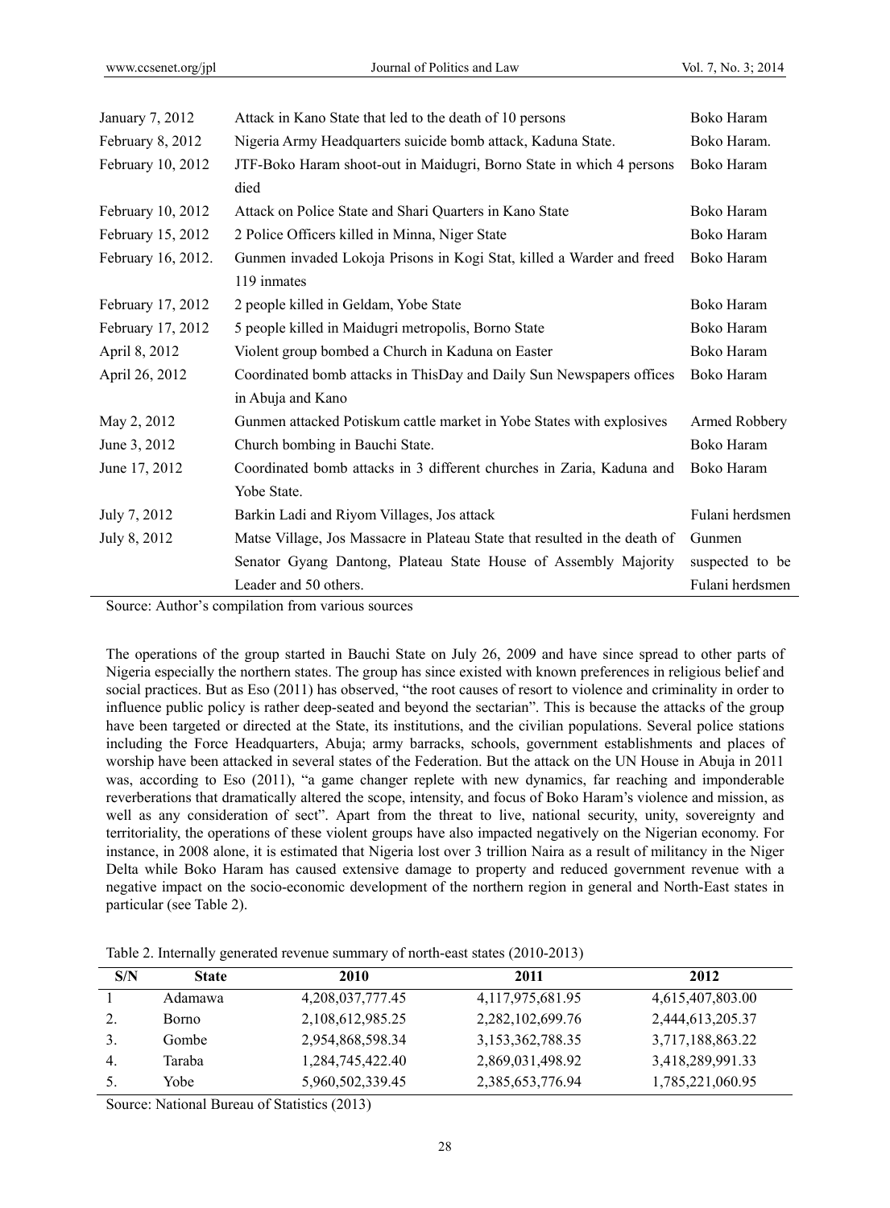| | | |
|---|---|---|
| January 7, 2012 | Attack in Kano State that led to the death of 10 persons | Boko Haram |
| February 8, 2012 | Nigeria Army Headquarters suicide bomb attack, Kaduna State. | Boko Haram. |
| February 10, 2012 | JTF-Boko Haram shoot-out in Maidugri, Borno State in which 4 persons died | Boko Haram |
| February 10, 2012 | Attack on Police State and Shari Quarters in Kano State | Boko Haram |
| February 15, 2012 | 2 Police Officers killed in Minna, Niger State | Boko Haram |
| February 16, 2012. | Gunmen invaded Lokoja Prisons in Kogi Stat, killed a Warder and freed 119 inmates | Boko Haram |
| February 17, 2012 | 2 people killed in Geldam, Yobe State | Boko Haram |
| February 17, 2012 | 5 people killed in Maidugri metropolis, Borno State | Boko Haram |
| April 8, 2012 | Violent group bombed a Church in Kaduna on Easter | Boko Haram |
| April 26, 2012 | Coordinated bomb attacks in ThisDay and Daily Sun Newspapers offices in Abuja and Kano | Boko Haram |
| May 2, 2012 | Gunmen attacked Potiskum cattle market in Yobe States with explosives | Armed Robbery |
| June 3, 2012 | Church bombing in Bauchi State. | Boko Haram |
| June 17, 2012 | Coordinated bomb attacks in 3 different churches in Zaria, Kaduna and Yobe State. | Boko Haram |
| July 7, 2012 | Barkin Ladi and Riyom Villages, Jos attack | Fulani herdsmen |
| July 8, 2012 | Matse Village, Jos Massacre in Plateau State that resulted in the death of Senator Gyang Dantong, Plateau State House of Assembly Majority Leader and 50 others. | Gunmen suspected to be Fulani herdsmen |

Source: Author's compilation from various sources

The operations of the group started in Bauchi State on July 26, 2009 and have since spread to other parts of Nigeria especially the northern states. The group has since existed with known preferences in religious belief and social practices. But as Eso (2011) has observed, "the root causes of resort to violence and criminality in order to influence public policy is rather deep-seated and beyond the sectarian". This is because the attacks of the group have been targeted or directed at the State, its institutions, and the civilian populations. Several police stations including the Force Headquarters, Abuja; army barracks, schools, government establishments and places of worship have been attacked in several states of the Federation. But the attack on the UN House in Abuja in 2011 was, according to Eso (2011), "a game changer replete with new dynamics, far reaching and imponderable reverberations that dramatically altered the scope, intensity, and focus of Boko Haram's violence and mission, as well as any consideration of sect". Apart from the threat to live, national security, unity, sovereignty and territoriality, the operations of these violent groups have also impacted negatively on the Nigerian economy. For instance, in 2008 alone, it is estimated that Nigeria lost over 3 trillion Naira as a result of militancy in the Niger Delta while Boko Haram has caused extensive damage to property and reduced government revenue with a negative impact on the socio-economic development of the northern region in general and North-East states in particular (see Table 2).

Table 2. Internally generated revenue summary of north-east states (2010-2013)

| S/N | State | 2010 | 2011 | 2012 |
|---|---|---|---|---|
| 1 | Adamawa | 4,208,037,777.45 | 4,117,975,681.95 | 4,615,407,803.00 |
| 2. | Borno | 2,108,612,985.25 | 2,282,102,699.76 | 2,444,613,205.37 |
| 3. | Gombe | 2,954,868,598.34 | 3,153,362,788.35 | 3,717,188,863.22 |
| 4. | Taraba | 1,284,745,422.40 | 2,869,031,498.92 | 3,418,289,991.33 |
| 5. | Yobe | 5,960,502,339.45 | 2,385,653,776.94 | 1,785,221,060.95 |

Source: National Bureau of Statistics (2013)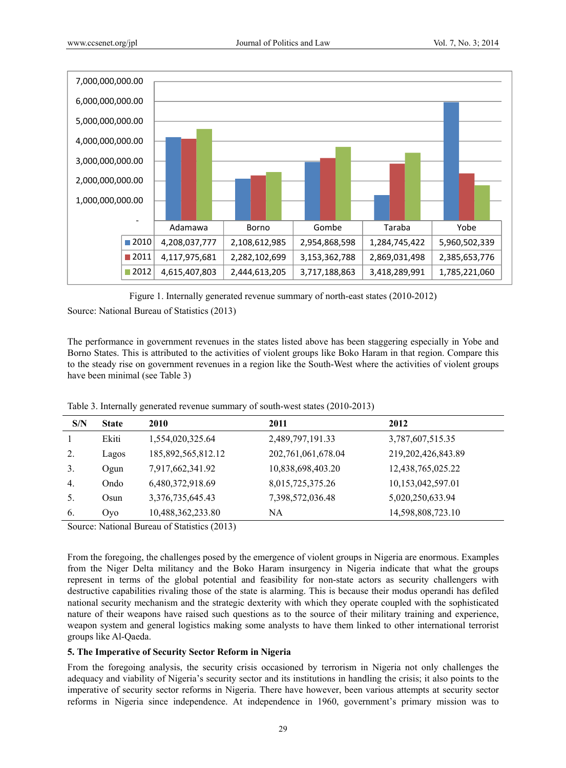| | Adamawa | Borno | Gombe | Taraba | Yobe |
|---|---|---|---|---|---|
| 2010 | 4,208,037,777 | 2,108,612,985 | 2,954,868,598 | 1,284,745,422 | 5,960,502,339 |
| 2011 | 4,117,975,681 | 2,282,102,699 | 3,153,362,788 | 2,869,031,498 | 2,385,653,776 |
| 2012 | 4,615,407,803 | 2,444,613,205 | 3,717,188,863 | 3,418,289,991 | 1,785,221,060 |

Figure 1. Internally generated revenue summary of north-east states (2010-2012)

Source: National Bureau of Statistics (2013)

The performance in government revenues in the states listed above has been staggering especially in Yobe and Borno States. This is attributed to the activities of violent groups like Boko Haram in that region. Compare this to the steady rise on government revenues in a region like the South-West where the activities of violent groups have been minimal (see Table 3)

Table 3. Internally generated revenue summary of south-west states (2010-2013)

| S/N | State | 2010 | 2011 | 2012 |
|---|---|---|---|---|
| 1 | Ekiti | 1,554,020,325.64 | 2,489,797,191.33 | 3,787,607,515.35 |
| 2. | Lagos | 185,892,565,812.12 | 202,761,061,678.04 | 219,202,426,843.89 |
| 3. | Ogun | 7,917,662,341.92 | 10,838,698,403.20 | 12,438,765,025.22 |
| 4. | Ondo | 6,480,372,918.69 | 8,015,725,375.26 | 10,153,042,597.01 |
| 5. | Osun | 3,376,735,645.43 | 7,398,572,036.48 | 5,020,250,633.94 |
| 6. | Oyo | 10,488,362,233.80 | NA | 14,598,808,723.10 |

Source: National Bureau of Statistics (2013)

From the foregoing, the challenges posed by the emergence of violent groups in Nigeria are enormous. Examples from the Niger Delta militancy and the Boko Haram insurgency in Nigeria indicate that what the groups represent in terms of the global potential and feasibility for non-state actors as security challengers with destructive capabilities rivaling those of the state is alarming. This is because their modus operandi has defiled national security mechanism and the strategic dexterity with which they operate coupled with the sophisticated nature of their weapons have raised such questions as to the source of their military training and experience, weapon system and general logistics making some analysts to have them linked to other international terrorist groups like Al-Qaeda.

## 5. The Imperative of Security Sector Reform in Nigeria

From the foregoing analysis, the security crisis occasioned by terrorism in Nigeria not only challenges the adequacy and viability of Nigeria's security sector and its institutions in handling the crisis; it also points to the imperative of security sector reforms in Nigeria. There have however, been various attempts at security sector reforms in Nigeria since independence. At independence in 1960, government's primary mission was to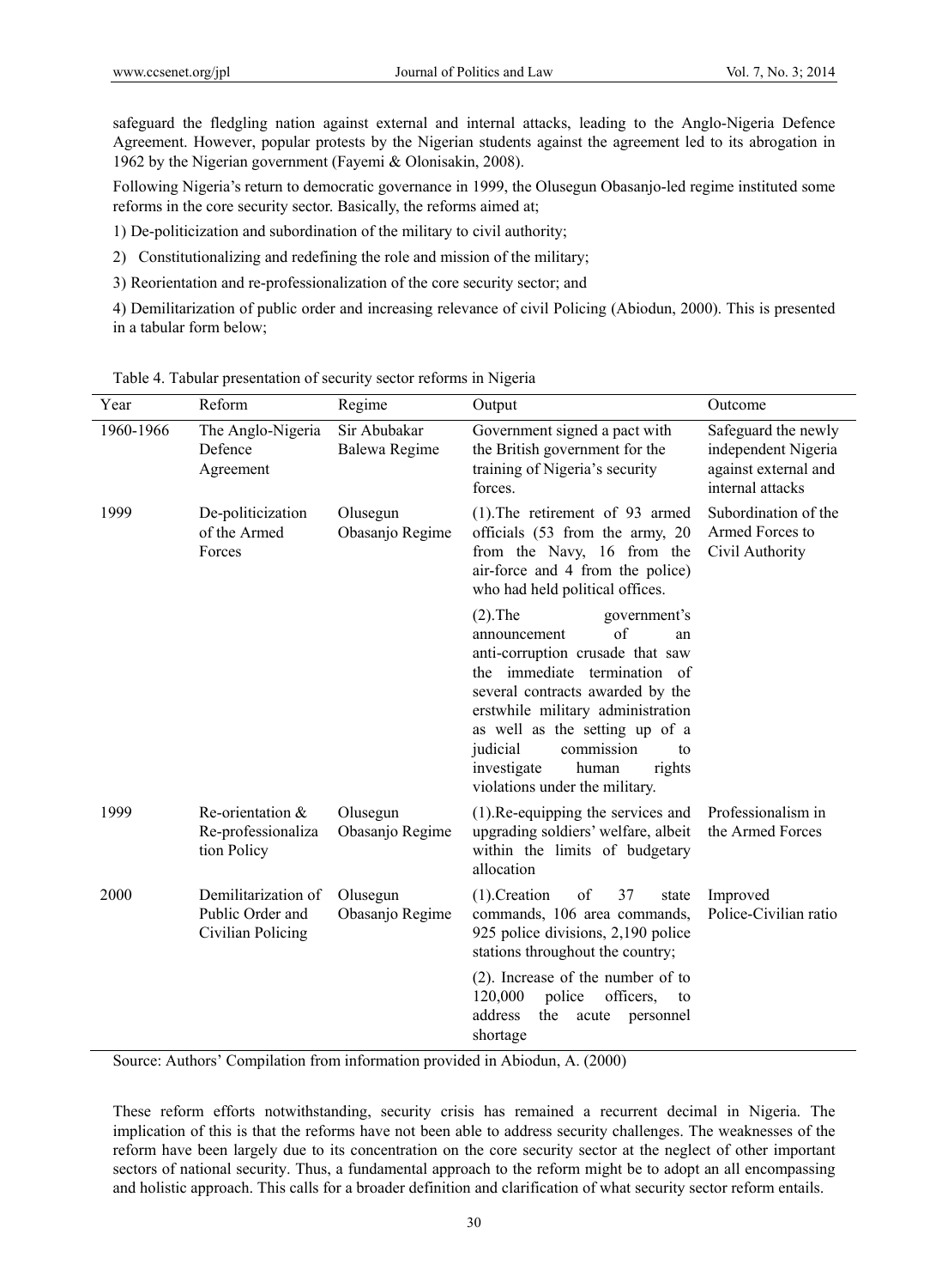safeguard the fledgling nation against external and internal attacks, leading to the Anglo-Nigeria Defence Agreement. However, popular protests by the Nigerian students against the agreement led to its abrogation in 1962 by the Nigerian government (Fayemi & Olonisakin, 2008).

Following Nigeria's return to democratic governance in 1999, the Olusegun Obasanjo-led regime instituted some reforms in the core security sector. Basically, the reforms aimed at;

1) De-politicization and subordination of the military to civil authority;

2) Constitutionalizing and redefining the role and mission of the military;

3) Reorientation and re-professionalization of the core security sector; and

4) Demilitarization of public order and increasing relevance of civil Policing (Abiodun, 2000). This is presented in a tabular form below;

Table 4. Tabular presentation of security sector reforms in Nigeria

| Year | Reform | Regime | Output | Outcome |
|---|---|---|---|---|
| 1960-1966 | The Anglo-Nigeria Defence Agreement | Sir Abubakar Balewa Regime | Government signed a pact with the British government for the training of Nigeria's security forces. | Safeguard the newly independent Nigeria against external and internal attacks |
| 1999 | De-politicization of the Armed Forces | Olusegun Obasanjo Regime | (1).The retirement of 93 armed officials (53 from the army, 20 from the Navy, 16 from the air-force and 4 from the police) who had held political offices. | Subordination of the Armed Forces to Civil Authority |
| | | | (2).The government's announcement of an anti-corruption crusade that saw the immediate termination of several contracts awarded by the erstwhile military administration as well as the setting up of a judicial commission to investigate human rights violations under the military. | |
| 1999 | Re-orientation & Re-professionalization Policy | Olusegun Obasanjo Regime | (1).Re-equipping the services and upgrading soldiers' welfare, albeit within the limits of budgetary allocation | Professionalism in the Armed Forces |
| 2000 | Demilitarization of Public Order and Civilian Policing | Olusegun Obasanjo Regime | (1).Creation of 37 state commands, 106 area commands, 925 police divisions, 2,190 police stations throughout the country; | Improved Police-Civilian ratio |
| | | | (2). Increase of the number of to 120,000 police officers, to address the acute personnel shortage | |

Source: Authors' Compilation from information provided in Abiodun, A. (2000)

These reform efforts notwithstanding, security crisis has remained a recurrent decimal in Nigeria. The implication of this is that the reforms have not been able to address security challenges. The weaknesses of the reform have been largely due to its concentration on the core security sector at the neglect of other important sectors of national security. Thus, a fundamental approach to the reform might be to adopt an all encompassing and holistic approach. This calls for a broader definition and clarification of what security sector reform entails.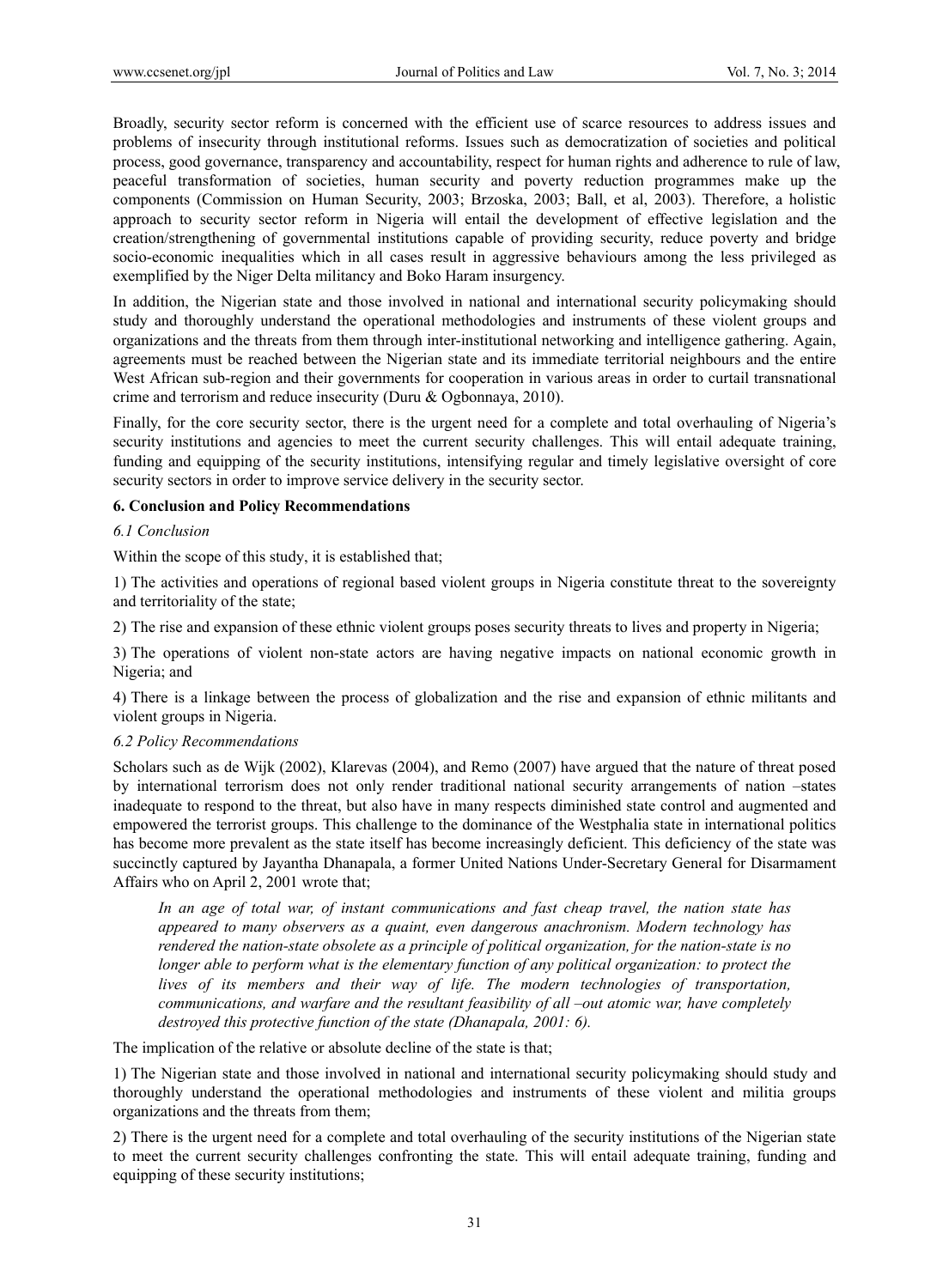Broadly, security sector reform is concerned with the efficient use of scarce resources to address issues and problems of insecurity through institutional reforms. Issues such as democratization of societies and political process, good governance, transparency and accountability, respect for human rights and adherence to rule of law, peaceful transformation of societies, human security and poverty reduction programmes make up the components (Commission on Human Security, 2003; Brzoska, 2003; Ball, et al, 2003). Therefore, a holistic approach to security sector reform in Nigeria will entail the development of effective legislation and the creation/strengthening of governmental institutions capable of providing security, reduce poverty and bridge socio-economic inequalities which in all cases result in aggressive behaviours among the less privileged as exemplified by the Niger Delta militancy and Boko Haram insurgency.

In addition, the Nigerian state and those involved in national and international security policymaking should study and thoroughly understand the operational methodologies and instruments of these violent groups and organizations and the threats from them through inter-institutional networking and intelligence gathering. Again, agreements must be reached between the Nigerian state and its immediate territorial neighbours and the entire West African sub-region and their governments for cooperation in various areas in order to curtail transnational crime and terrorism and reduce insecurity (Duru & Ogbonnaya, 2010).

Finally, for the core security sector, there is the urgent need for a complete and total overhauling of Nigeria's security institutions and agencies to meet the current security challenges. This will entail adequate training, funding and equipping of the security institutions, intensifying regular and timely legislative oversight of core security sectors in order to improve service delivery in the security sector.

## 6. Conclusion and Policy Recommendations

### *6.1 Conclusion*

Within the scope of this study, it is established that;

1) The activities and operations of regional based violent groups in Nigeria constitute threat to the sovereignty and territoriality of the state;

2) The rise and expansion of these ethnic violent groups poses security threats to lives and property in Nigeria;

3) The operations of violent non-state actors are having negative impacts on national economic growth in Nigeria; and

4) There is a linkage between the process of globalization and the rise and expansion of ethnic militants and violent groups in Nigeria.

### *6.2 Policy Recommendations*

Scholars such as de Wijk (2002), Klarevas (2004), and Remo (2007) have argued that the nature of threat posed by international terrorism does not only render traditional national security arrangements of nation –states inadequate to respond to the threat, but also have in many respects diminished state control and augmented and empowered the terrorist groups. This challenge to the dominance of the Westphalia state in international politics has become more prevalent as the state itself has become increasingly deficient. This deficiency of the state was succinctly captured by Jayantha Dhanapala, a former United Nations Under-Secretary General for Disarmament Affairs who on April 2, 2001 wrote that;

> *In an age of total war, of instant communications and fast cheap travel, the nation state has appeared to many observers as a quaint, even dangerous anachronism. Modern technology has rendered the nation-state obsolete as a principle of political organization, for the nation-state is no longer able to perform what is the elementary function of any political organization: to protect the lives of its members and their way of life. The modern technologies of transportation, communications, and warfare and the resultant feasibility of all –out atomic war, have completely destroyed this protective function of the state (Dhanapala, 2001: 6).*

The implication of the relative or absolute decline of the state is that;

1) The Nigerian state and those involved in national and international security policymaking should study and thoroughly understand the operational methodologies and instruments of these violent and militia groups organizations and the threats from them;

2) There is the urgent need for a complete and total overhauling of the security institutions of the Nigerian state to meet the current security challenges confronting the state. This will entail adequate training, funding and equipping of these security institutions;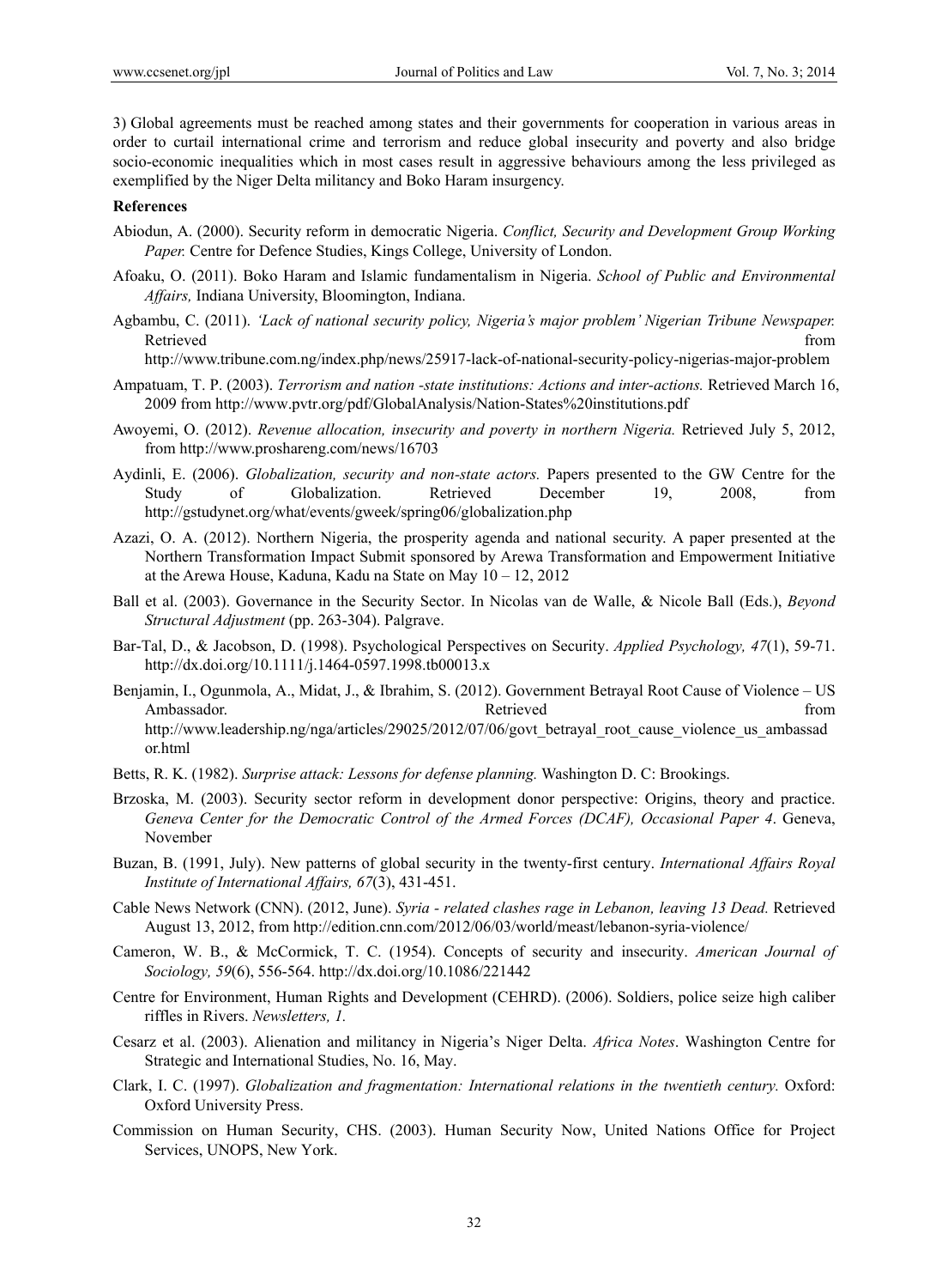3) Global agreements must be reached among states and their governments for cooperation in various areas in order to curtail international crime and terrorism and reduce global insecurity and poverty and also bridge socio-economic inequalities which in most cases result in aggressive behaviours among the less privileged as exemplified by the Niger Delta militancy and Boko Haram insurgency.

**References**

Abiodun, A. (2000). Security reform in democratic Nigeria. *Conflict, Security and Development Group Working Paper.* Centre for Defence Studies, Kings College, University of London.

Afoaku, O. (2011). Boko Haram and Islamic fundamentalism in Nigeria. *School of Public and Environmental Affairs,* Indiana University, Bloomington, Indiana.

Agbambu, C. (2011). *'Lack of national security policy, Nigeria's major problem' Nigerian Tribune Newspaper.* Retrieved from http://www.tribune.com.ng/index.php/news/25917-lack-of-national-security-policy-nigerias-major-problem

Ampatuam, T. P. (2003). *Terrorism and nation -state institutions: Actions and inter-actions.* Retrieved March 16, 2009 from http://www.pvtr.org/pdf/GlobalAnalysis/Nation-States%20institutions.pdf

Awoyemi, O. (2012). *Revenue allocation, insecurity and poverty in northern Nigeria.* Retrieved July 5, 2012, from http://www.proshareng.com/news/16703

Aydinli, E. (2006). *Globalization, security and non-state actors.* Papers presented to the GW Centre for the Study of Globalization. Retrieved December 19, 2008, from http://gstudynet.org/what/events/gweek/spring06/globalization.php

Azazi, O. A. (2012). Northern Nigeria, the prosperity agenda and national security. A paper presented at the Northern Transformation Impact Submit sponsored by Arewa Transformation and Empowerment Initiative at the Arewa House, Kaduna, Kadu na State on May 10 – 12, 2012

Ball et al. (2003). Governance in the Security Sector. In Nicolas van de Walle, & Nicole Ball (Eds.), *Beyond Structural Adjustment* (pp. 263-304). Palgrave.

Bar-Tal, D., & Jacobson, D. (1998). Psychological Perspectives on Security. *Applied Psychology, 47*(1), 59-71. http://dx.doi.org/10.1111/j.1464-0597.1998.tb00013.x

Benjamin, I., Ogunmola, A., Midat, J., & Ibrahim, S. (2012). Government Betrayal Root Cause of Violence – US Ambassador. Retrieved from http://www.leadership.ng/nga/articles/29025/2012/07/06/govt_betrayal_root_cause_violence_us_ambassador.html

Betts, R. K. (1982). *Surprise attack: Lessons for defense planning.* Washington D. C: Brookings.

Brzoska, M. (2003). Security sector reform in development donor perspective: Origins, theory and practice. *Geneva Center for the Democratic Control of the Armed Forces (DCAF), Occasional Paper 4*. Geneva, November

Buzan, B. (1991, July). New patterns of global security in the twenty-first century. *International Affairs Royal Institute of International Affairs, 67*(3), 431-451.

Cable News Network (CNN). (2012, June). *Syria - related clashes rage in Lebanon, leaving 13 Dead.* Retrieved August 13, 2012, from http://edition.cnn.com/2012/06/03/world/meast/lebanon-syria-violence/

Cameron, W. B., & McCormick, T. C. (1954). Concepts of security and insecurity. *American Journal of Sociology, 59*(6), 556-564. http://dx.doi.org/10.1086/221442

Centre for Environment, Human Rights and Development (CEHRD). (2006). Soldiers, police seize high caliber riffles in Rivers. *Newsletters, 1.*

Cesarz et al. (2003). Alienation and militancy in Nigeria's Niger Delta. *Africa Notes*. Washington Centre for Strategic and International Studies, No. 16, May.

Clark, I. C. (1997). *Globalization and fragmentation: International relations in the twentieth century.* Oxford: Oxford University Press.

Commission on Human Security, CHS. (2003). Human Security Now, United Nations Office for Project Services, UNOPS, New York.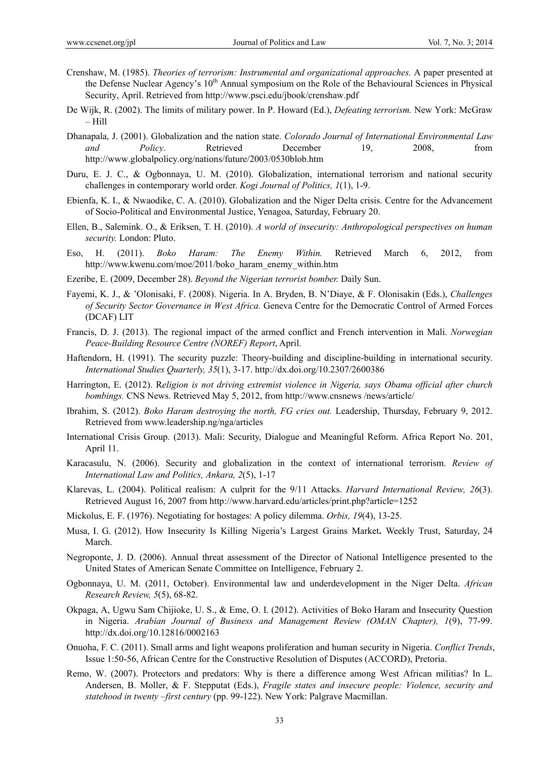Crenshaw, M. (1985). *Theories of terrorism: Instrumental and organizational approaches.* A paper presented at the Defense Nuclear Agency's 10th Annual symposium on the Role of the Behavioural Sciences in Physical Security, April. Retrieved from http://www.psci.edu/jbook/crenshaw.pdf

De Wijk, R. (2002). The limits of military power. In P. Howard (Ed.), *Defeating terrorism.* New York: McGraw – Hill

Dhanapala, J. (2001). Globalization and the nation state. *Colorado Journal of International Environmental Law and Policy*. Retrieved December 19, 2008, from http://www.globalpolicy.org/nations/future/2003/0530blob.htm

Duru, E. J. C., & Ogbonnaya, U. M. (2010). Globalization, international terrorism and national security challenges in contemporary world order. *Kogi Journal of Politics, 1*(1), 1-9.

Ebienfa, K. I., & Nwaodike, C. A. (2010). Globalization and the Niger Delta crisis. Centre for the Advancement of Socio-Political and Environmental Justice, Yenagoa, Saturday, February 20.

Ellen, B., Salemink. O., & Eriksen, T. H. (2010). *A world of insecurity: Anthropological perspectives on human security.* London: Pluto.

Eso, H. (2011). *Boko Haram: The Enemy Within.* Retrieved March 6, 2012, from http://www.kwenu.com/moe/2011/boko_haram_enemy_within.htm

Ezeribe, E. (2009, December 28). *Beyond the Nigerian terrorist bomber.* Daily Sun.

Fayemi, K. J., & 'Olonisaki, F. (2008). Nigeria. In A. Bryden, B. N'Diaye, & F. Olonisakin (Eds.), *Challenges of Security Sector Governance in West Africa.* Geneva Centre for the Democratic Control of Armed Forces (DCAF) LIT

Francis, D. J. (2013). The regional impact of the armed conflict and French intervention in Mali. *Norwegian Peace-Building Resource Centre (NOREF) Report*, April.

Haftendorn, H. (1991). The security puzzle: Theory-building and discipline-building in international security. *International Studies Quarterly, 35*(1), 3-17. http://dx.doi.org/10.2307/2600386

Harrington, E. (2012). R*eligion is not driving extremist violence in Nigeria, says Obama official after church bombings.* CNS News. Retrieved May 5, 2012, from http://www.cnsnews /news/article/

Ibrahim, S. (2012). *Boko Haram destroying the north, FG cries out.* Leadership, Thursday, February 9, 2012. Retrieved from www.leadership.ng/nga/articles

International Crisis Group. (2013). Mali: Security, Dialogue and Meaningful Reform. Africa Report No. 201, April 11.

Karacasulu, N. (2006). Security and globalization in the context of international terrorism. *Review of International Law and Politics, Ankara, 2*(5), 1-17

Klarevas, L. (2004). Political realism: A culprit for the 9/11 Attacks. *Harvard International Review, 26*(3). Retrieved August 16, 2007 from http://www.harvard.edu/articles/print.php?article=1252

Mickolus, E. F. (1976). Negotiating for hostages: A policy dilemma. *Orbis, 19*(4), 13-25.

Musa, I. G. (2012). How Insecurity Is Killing Nigeria's Largest Grains Market**.** Weekly Trust, Saturday, 24 March.

Negroponte, J. D. (2006). Annual threat assessment of the Director of National Intelligence presented to the United States of American Senate Committee on Intelligence, February 2.

Ogbonnaya, U. M. (2011, October). Environmental law and underdevelopment in the Niger Delta. *African Research Review, 5*(5), 68-82.

Okpaga, A, Ugwu Sam Chijioke, U. S., & Eme, O. I. (2012). Activities of Boko Haram and Insecurity Question in Nigeria. *Arabian Journal of Business and Management Review (OMAN Chapter), 1*(9), 77-99. http://dx.doi.org/10.12816/0002163

Onuoha, F. C. (2011). Small arms and light weapons proliferation and human security in Nigeria. *Conflict Trends*, Issue 1:50-56, African Centre for the Constructive Resolution of Disputes (ACCORD), Pretoria.

Remo, W. (2007). Protectors and predators: Why is there a difference among West African militias? In L. Andersen, B. Moller, & F. Stepputat (Eds.), *Fragile states and insecure people: Violence, security and statehood in twenty –first century* (pp. 99-122). New York: Palgrave Macmillan.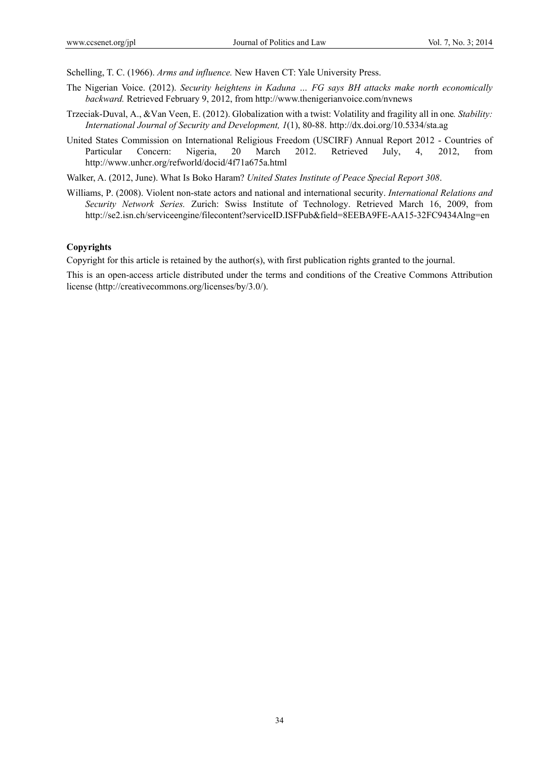Schelling, T. C. (1966). *Arms and influence.* New Haven CT: Yale University Press.

The Nigerian Voice. (2012). *Security heightens in Kaduna ... FG says BH attacks make north economically backward.* Retrieved February 9, 2012, from http://www.thenigerianvoice.com/nvnews

Trzeciak-Duval, A., &Van Veen, E. (2012). Globalization with a twist: Volatility and fragility all in one. *Stability: International Journal of Security and Development, 1*(1), 80-88. http://dx.doi.org/10.5334/sta.ag

United States Commission on International Religious Freedom (USCIRF) Annual Report 2012 - Countries of Particular Concern: Nigeria, 20 March 2012. Retrieved July, 4, 2012, from http://www.unhcr.org/refworld/docid/4f71a675a.html

Walker, A. (2012, June). What Is Boko Haram? *United States Institute of Peace Special Report 308*.

Williams, P. (2008). Violent non-state actors and national and international security. *International Relations and Security Network Series.* Zurich: Swiss Institute of Technology. Retrieved March 16, 2009, from http://se2.isn.ch/serviceengine/filecontent?serviceID.ISFPub&field=8EEBA9FE-AA15-32FC9434Alng=en

**Copyrights**

Copyright for this article is retained by the author(s), with first publication rights granted to the journal.

This is an open-access article distributed under the terms and conditions of the Creative Commons Attribution license (http://creativecommons.org/licenses/by/3.0/).